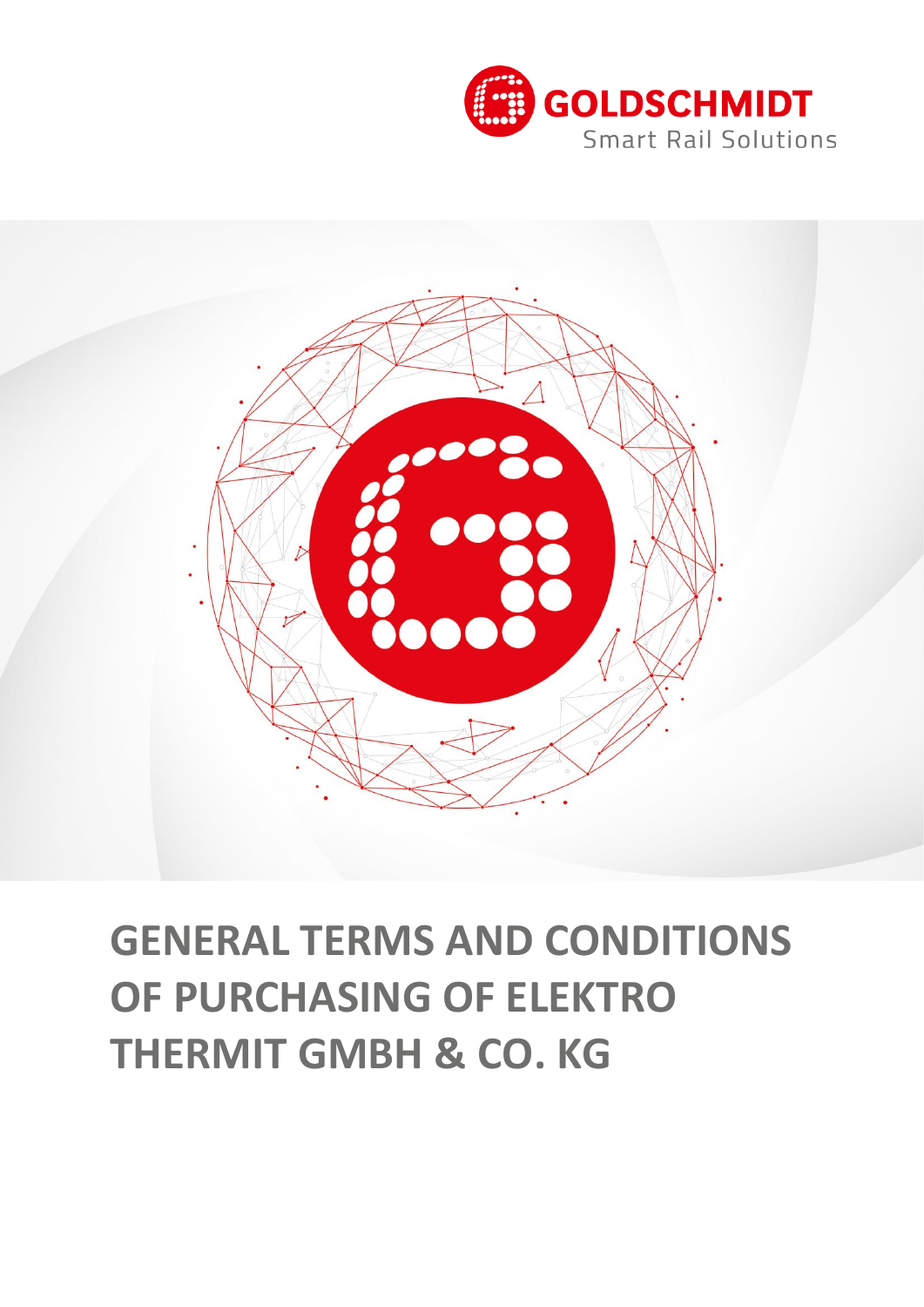GOLDSCHMIDT

Smart Rail Solutions

# GENERAL TERMS AND CONDITIONS OF PURCHASING OF ELEKTRO THERMIT GMBH & CO. KG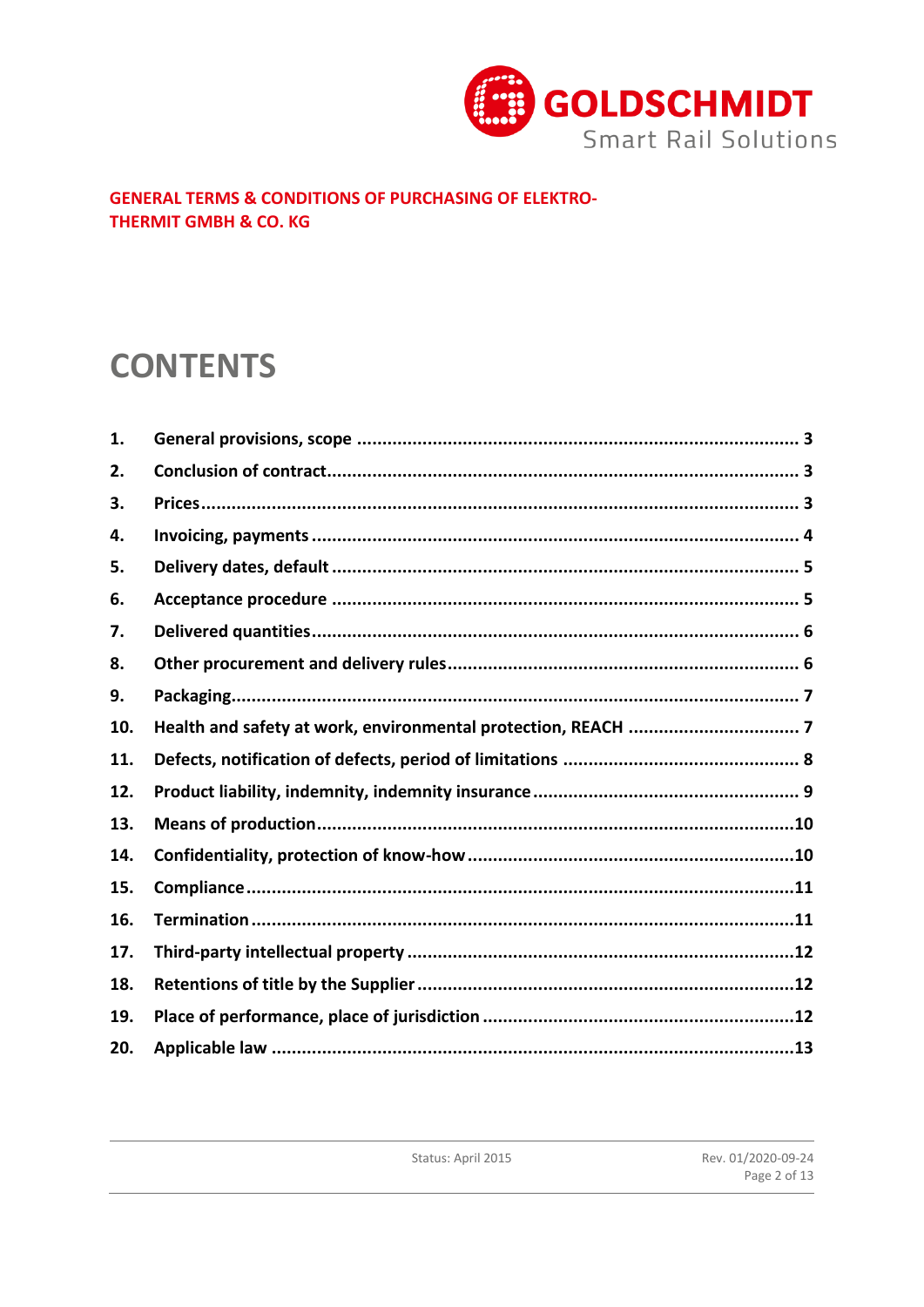**GENERAL TERMS & CONDITIONS OF PURCHASING OF ELEKTRO-THERMIT GMBH & CO. KG**

# CONTENTS

| | | |
|---|---|---|
| **1.** | **General provisions, scope** | **3** |
| **2.** | **Conclusion of contract** | **3** |
| **3.** | **Prices** | **3** |
| **4.** | **Invoicing, payments** | **4** |
| **5.** | **Delivery dates, default** | **5** |
| **6.** | **Acceptance procedure** | **5** |
| **7.** | **Delivered quantities** | **6** |
| **8.** | **Other procurement and delivery rules** | **6** |
| **9.** | **Packaging** | **7** |
| **10.** | **Health and safety at work, environmental protection, REACH** | **7** |
| **11.** | **Defects, notification of defects, period of limitations** | **8** |
| **12.** | **Product liability, indemnity, indemnity insurance** | **9** |
| **13.** | **Means of production** | **10** |
| **14.** | **Confidentiality, protection of know-how** | **10** |
| **15.** | **Compliance** | **11** |
| **16.** | **Termination** | **11** |
| **17.** | **Third-party intellectual property** | **12** |
| **18.** | **Retentions of title by the Supplier** | **12** |
| **19.** | **Place of performance, place of jurisdiction** | **12** |
| **20.** | **Applicable law** | **13** |

Status: April 2015

Rev. 01/2020-09-24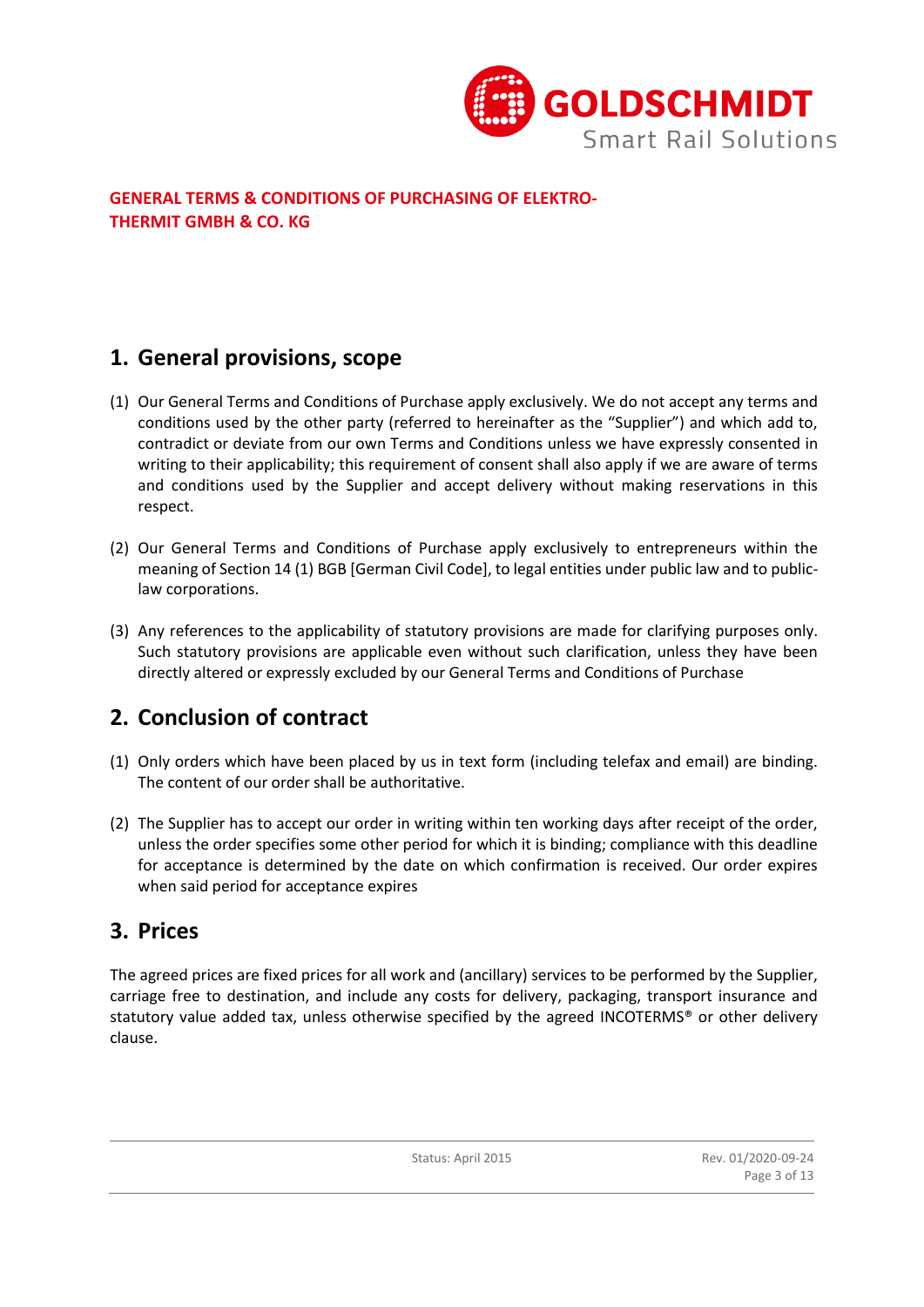**GENERAL TERMS & CONDITIONS OF PURCHASING OF ELEKTRO-THERMIT GMBH & CO. KG**

## 1. General provisions, scope

(1) Our General Terms and Conditions of Purchase apply exclusively. We do not accept any terms and conditions used by the other party (referred to hereinafter as the "Supplier") and which add to, contradict or deviate from our own Terms and Conditions unless we have expressly consented in writing to their applicability; this requirement of consent shall also apply if we are aware of terms and conditions used by the Supplier and accept delivery without making reservations in this respect.

(2) Our General Terms and Conditions of Purchase apply exclusively to entrepreneurs within the meaning of Section 14 (1) BGB [German Civil Code], to legal entities under public law and to public-law corporations.

(3) Any references to the applicability of statutory provisions are made for clarifying purposes only. Such statutory provisions are applicable even without such clarification, unless they have been directly altered or expressly excluded by our General Terms and Conditions of Purchase

## 2. Conclusion of contract

(1) Only orders which have been placed by us in text form (including telefax and email) are binding. The content of our order shall be authoritative.

(2) The Supplier has to accept our order in writing within ten working days after receipt of the order, unless the order specifies some other period for which it is binding; compliance with this deadline for acceptance is determined by the date on which confirmation is received. Our order expires when said period for acceptance expires

## 3. Prices

The agreed prices are fixed prices for all work and (ancillary) services to be performed by the Supplier, carriage free to destination, and include any costs for delivery, packaging, transport insurance and statutory value added tax, unless otherwise specified by the agreed INCOTERMS® or other delivery clause.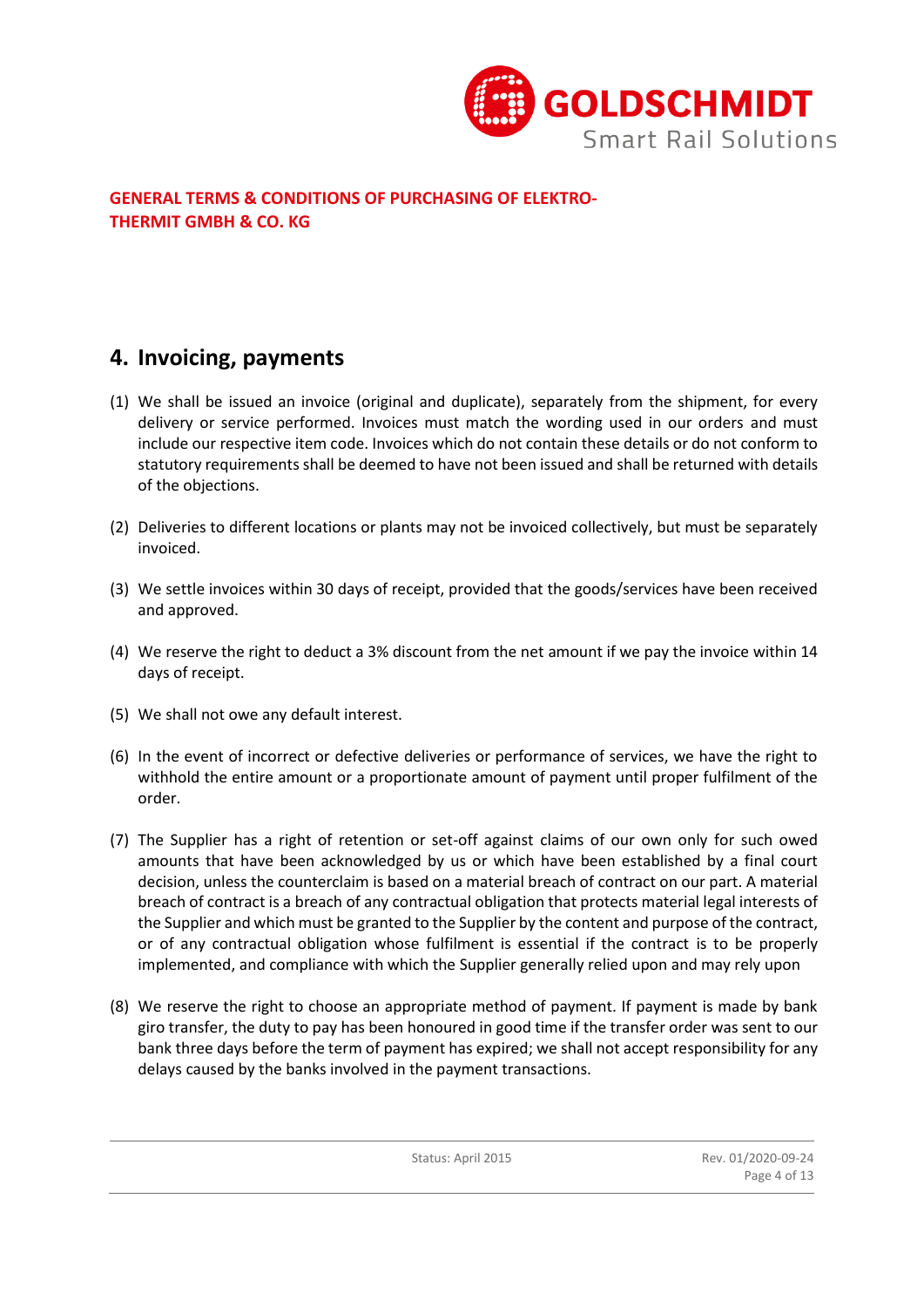## 4. Invoicing, payments

(1) We shall be issued an invoice (original and duplicate), separately from the shipment, for every delivery or service performed. Invoices must match the wording used in our orders and must include our respective item code. Invoices which do not contain these details or do not conform to statutory requirements shall be deemed to have not been issued and shall be returned with details of the objections.

(2) Deliveries to different locations or plants may not be invoiced collectively, but must be separately invoiced.

(3) We settle invoices within 30 days of receipt, provided that the goods/services have been received and approved.

(4) We reserve the right to deduct a 3% discount from the net amount if we pay the invoice within 14 days of receipt.

(5) We shall not owe any default interest.

(6) In the event of incorrect or defective deliveries or performance of services, we have the right to withhold the entire amount or a proportionate amount of payment until proper fulfilment of the order.

(7) The Supplier has a right of retention or set-off against claims of our own only for such owed amounts that have been acknowledged by us or which have been established by a final court decision, unless the counterclaim is based on a material breach of contract on our part. A material breach of contract is a breach of any contractual obligation that protects material legal interests of the Supplier and which must be granted to the Supplier by the content and purpose of the contract, or of any contractual obligation whose fulfilment is essential if the contract is to be properly implemented, and compliance with which the Supplier generally relied upon and may rely upon

(8) We reserve the right to choose an appropriate method of payment. If payment is made by bank giro transfer, the duty to pay has been honoured in good time if the transfer order was sent to our bank three days before the term of payment has expired; we shall not accept responsibility for any delays caused by the banks involved in the payment transactions.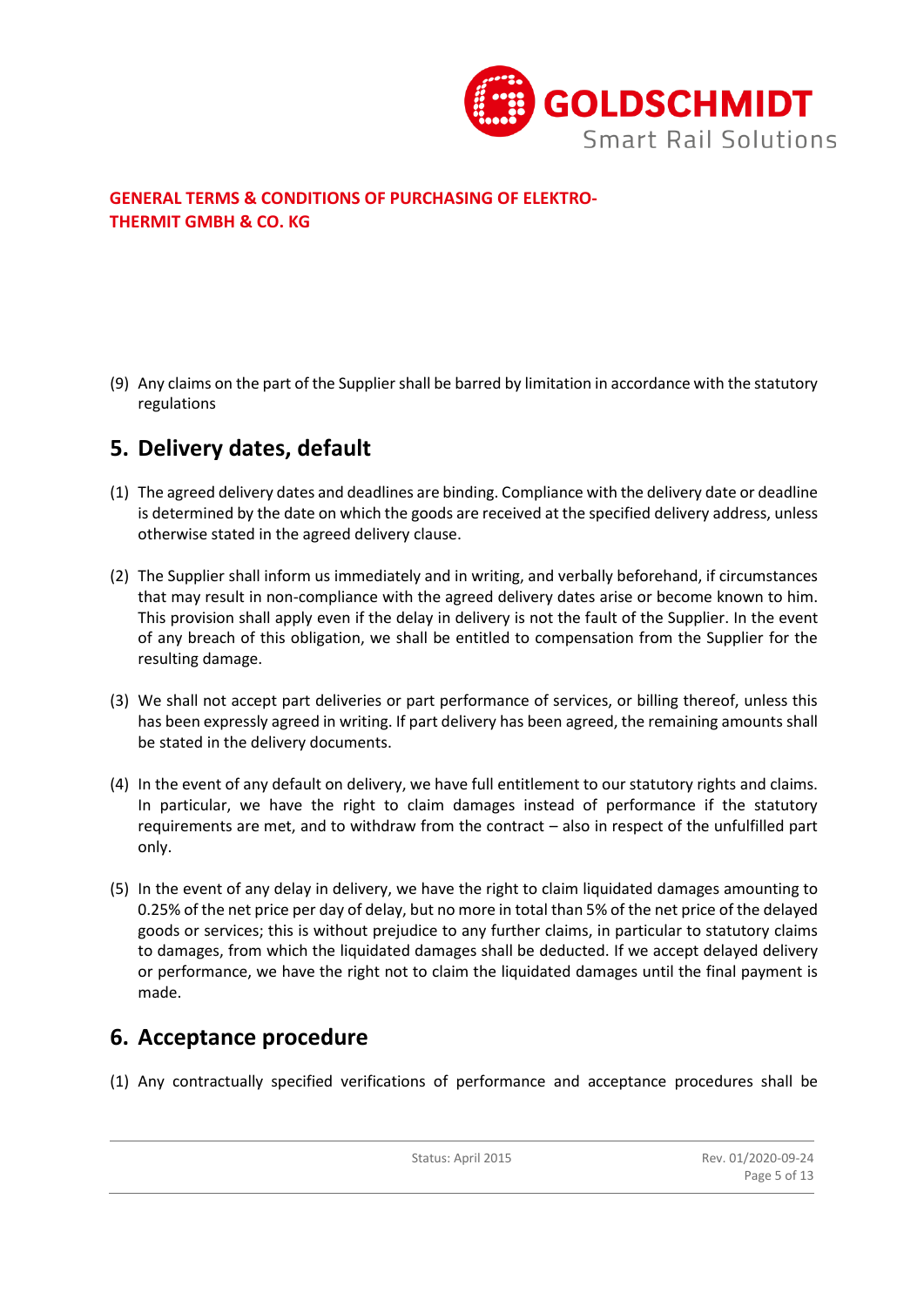(9) Any claims on the part of the Supplier shall be barred by limitation in accordance with the statutory regulations

## 5. Delivery dates, default

(1) The agreed delivery dates and deadlines are binding. Compliance with the delivery date or deadline is determined by the date on which the goods are received at the specified delivery address, unless otherwise stated in the agreed delivery clause.

(2) The Supplier shall inform us immediately and in writing, and verbally beforehand, if circumstances that may result in non-compliance with the agreed delivery dates arise or become known to him. This provision shall apply even if the delay in delivery is not the fault of the Supplier. In the event of any breach of this obligation, we shall be entitled to compensation from the Supplier for the resulting damage.

(3) We shall not accept part deliveries or part performance of services, or billing thereof, unless this has been expressly agreed in writing. If part delivery has been agreed, the remaining amounts shall be stated in the delivery documents.

(4) In the event of any default on delivery, we have full entitlement to our statutory rights and claims. In particular, we have the right to claim damages instead of performance if the statutory requirements are met, and to withdraw from the contract – also in respect of the unfulfilled part only.

(5) In the event of any delay in delivery, we have the right to claim liquidated damages amounting to 0.25% of the net price per day of delay, but no more in total than 5% of the net price of the delayed goods or services; this is without prejudice to any further claims, in particular to statutory claims to damages, from which the liquidated damages shall be deducted. If we accept delayed delivery or performance, we have the right not to claim the liquidated damages until the final payment is made.

## 6. Acceptance procedure

(1) Any contractually specified verifications of performance and acceptance procedures shall be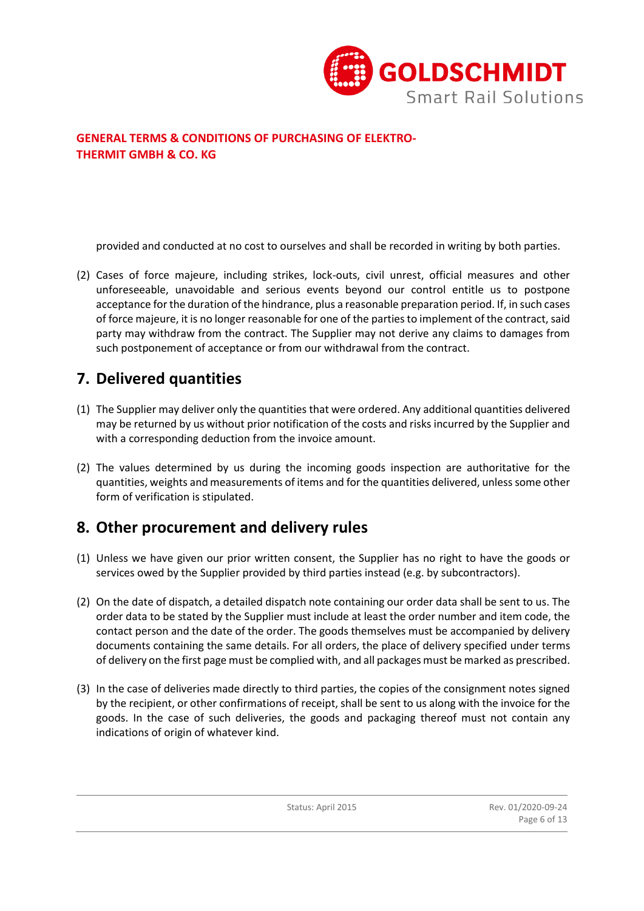provided and conducted at no cost to ourselves and shall be recorded in writing by both parties.

(2) Cases of force majeure, including strikes, lock-outs, civil unrest, official measures and other unforeseeable, unavoidable and serious events beyond our control entitle us to postpone acceptance for the duration of the hindrance, plus a reasonable preparation period. If, in such cases of force majeure, it is no longer reasonable for one of the parties to implement of the contract, said party may withdraw from the contract. The Supplier may not derive any claims to damages from such postponement of acceptance or from our withdrawal from the contract.

## 7. Delivered quantities

(1) The Supplier may deliver only the quantities that were ordered. Any additional quantities delivered may be returned by us without prior notification of the costs and risks incurred by the Supplier and with a corresponding deduction from the invoice amount.

(2) The values determined by us during the incoming goods inspection are authoritative for the quantities, weights and measurements of items and for the quantities delivered, unless some other form of verification is stipulated.

## 8. Other procurement and delivery rules

(1) Unless we have given our prior written consent, the Supplier has no right to have the goods or services owed by the Supplier provided by third parties instead (e.g. by subcontractors).

(2) On the date of dispatch, a detailed dispatch note containing our order data shall be sent to us. The order data to be stated by the Supplier must include at least the order number and item code, the contact person and the date of the order. The goods themselves must be accompanied by delivery documents containing the same details. For all orders, the place of delivery specified under terms of delivery on the first page must be complied with, and all packages must be marked as prescribed.

(3) In the case of deliveries made directly to third parties, the copies of the consignment notes signed by the recipient, or other confirmations of receipt, shall be sent to us along with the invoice for the goods. In the case of such deliveries, the goods and packaging thereof must not contain any indications of origin of whatever kind.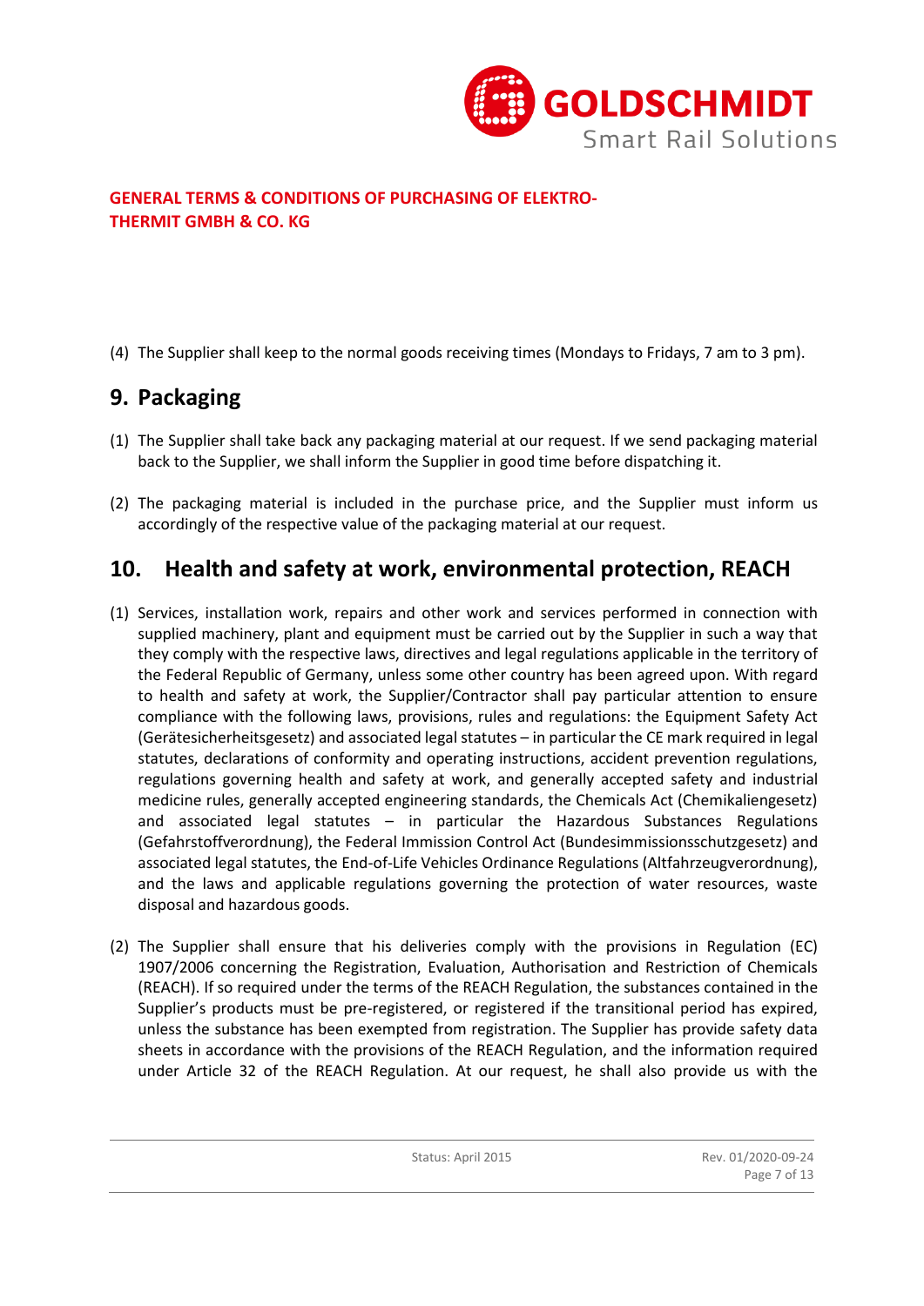(4) The Supplier shall keep to the normal goods receiving times (Mondays to Fridays, 7 am to 3 pm).

## 9. Packaging

(1) The Supplier shall take back any packaging material at our request. If we send packaging material back to the Supplier, we shall inform the Supplier in good time before dispatching it.

(2) The packaging material is included in the purchase price, and the Supplier must inform us accordingly of the respective value of the packaging material at our request.

## 10. Health and safety at work, environmental protection, REACH

(1) Services, installation work, repairs and other work and services performed in connection with supplied machinery, plant and equipment must be carried out by the Supplier in such a way that they comply with the respective laws, directives and legal regulations applicable in the territory of the Federal Republic of Germany, unless some other country has been agreed upon. With regard to health and safety at work, the Supplier/Contractor shall pay particular attention to ensure compliance with the following laws, provisions, rules and regulations: the Equipment Safety Act (Gerätesicherheitsgesetz) and associated legal statutes – in particular the CE mark required in legal statutes, declarations of conformity and operating instructions, accident prevention regulations, regulations governing health and safety at work, and generally accepted safety and industrial medicine rules, generally accepted engineering standards, the Chemicals Act (Chemikaliengesetz) and associated legal statutes – in particular the Hazardous Substances Regulations (Gefahrstoffverordnung), the Federal Immission Control Act (Bundesimmissionsschutzgesetz) and associated legal statutes, the End-of-Life Vehicles Ordinance Regulations (Altfahrzeugverordnung), and the laws and applicable regulations governing the protection of water resources, waste disposal and hazardous goods.

(2) The Supplier shall ensure that his deliveries comply with the provisions in Regulation (EC) 1907/2006 concerning the Registration, Evaluation, Authorisation and Restriction of Chemicals (REACH). If so required under the terms of the REACH Regulation, the substances contained in the Supplier's products must be pre-registered, or registered if the transitional period has expired, unless the substance has been exempted from registration. The Supplier has provide safety data sheets in accordance with the provisions of the REACH Regulation, and the information required under Article 32 of the REACH Regulation. At our request, he shall also provide us with the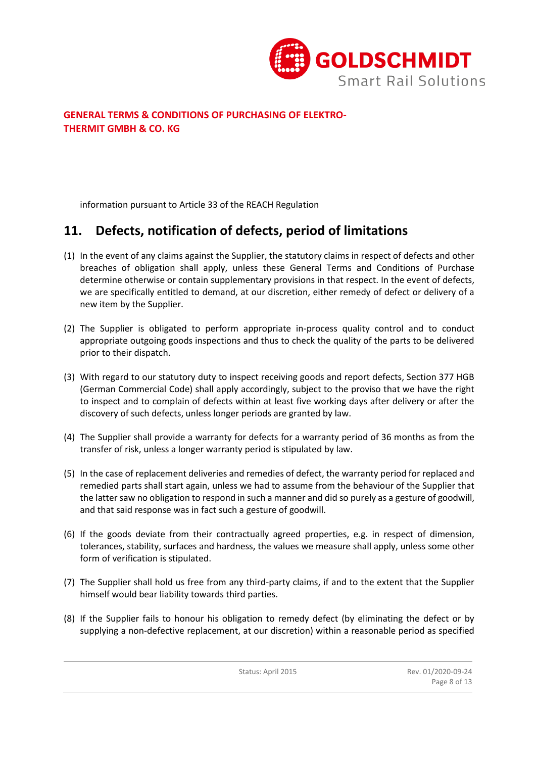information pursuant to Article 33 of the REACH Regulation

## 11. Defects, notification of defects, period of limitations

(1) In the event of any claims against the Supplier, the statutory claims in respect of defects and other breaches of obligation shall apply, unless these General Terms and Conditions of Purchase determine otherwise or contain supplementary provisions in that respect. In the event of defects, we are specifically entitled to demand, at our discretion, either remedy of defect or delivery of a new item by the Supplier.

(2) The Supplier is obligated to perform appropriate in-process quality control and to conduct appropriate outgoing goods inspections and thus to check the quality of the parts to be delivered prior to their dispatch.

(3) With regard to our statutory duty to inspect receiving goods and report defects, Section 377 HGB (German Commercial Code) shall apply accordingly, subject to the proviso that we have the right to inspect and to complain of defects within at least five working days after delivery or after the discovery of such defects, unless longer periods are granted by law.

(4) The Supplier shall provide a warranty for defects for a warranty period of 36 months as from the transfer of risk, unless a longer warranty period is stipulated by law.

(5) In the case of replacement deliveries and remedies of defect, the warranty period for replaced and remedied parts shall start again, unless we had to assume from the behaviour of the Supplier that the latter saw no obligation to respond in such a manner and did so purely as a gesture of goodwill, and that said response was in fact such a gesture of goodwill.

(6) If the goods deviate from their contractually agreed properties, e.g. in respect of dimension, tolerances, stability, surfaces and hardness, the values we measure shall apply, unless some other form of verification is stipulated.

(7) The Supplier shall hold us free from any third-party claims, if and to the extent that the Supplier himself would bear liability towards third parties.

(8) If the Supplier fails to honour his obligation to remedy defect (by eliminating the defect or by supplying a non-defective replacement, at our discretion) within a reasonable period as specified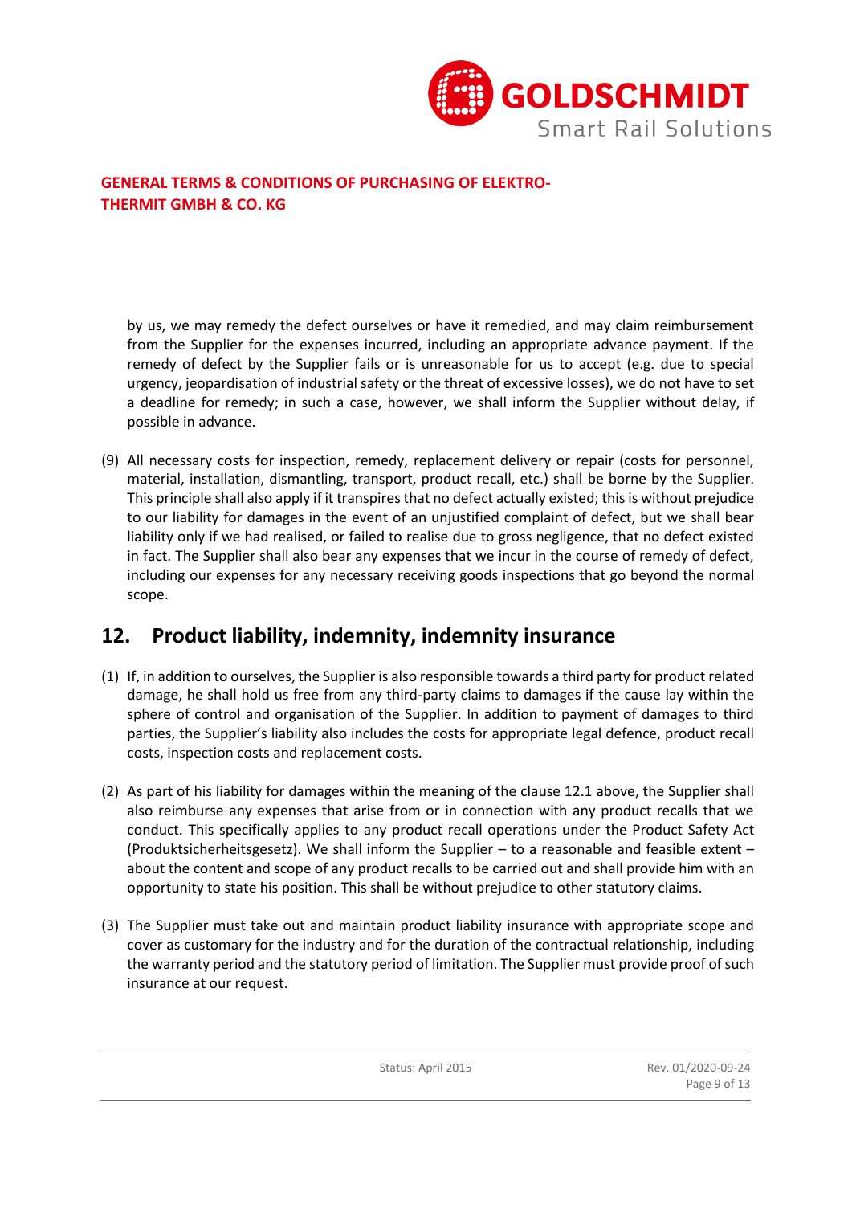by us, we may remedy the defect ourselves or have it remedied, and may claim reimbursement from the Supplier for the expenses incurred, including an appropriate advance payment. If the remedy of defect by the Supplier fails or is unreasonable for us to accept (e.g. due to special urgency, jeopardisation of industrial safety or the threat of excessive losses), we do not have to set a deadline for remedy; in such a case, however, we shall inform the Supplier without delay, if possible in advance.

(9) All necessary costs for inspection, remedy, replacement delivery or repair (costs for personnel, material, installation, dismantling, transport, product recall, etc.) shall be borne by the Supplier. This principle shall also apply if it transpires that no defect actually existed; this is without prejudice to our liability for damages in the event of an unjustified complaint of defect, but we shall bear liability only if we had realised, or failed to realise due to gross negligence, that no defect existed in fact. The Supplier shall also bear any expenses that we incur in the course of remedy of defect, including our expenses for any necessary receiving goods inspections that go beyond the normal scope.

## 12. Product liability, indemnity, indemnity insurance

(1) If, in addition to ourselves, the Supplier is also responsible towards a third party for product related damage, he shall hold us free from any third-party claims to damages if the cause lay within the sphere of control and organisation of the Supplier. In addition to payment of damages to third parties, the Supplier's liability also includes the costs for appropriate legal defence, product recall costs, inspection costs and replacement costs.

(2) As part of his liability for damages within the meaning of the clause 12.1 above, the Supplier shall also reimburse any expenses that arise from or in connection with any product recalls that we conduct. This specifically applies to any product recall operations under the Product Safety Act (Produktsicherheitsgesetz). We shall inform the Supplier – to a reasonable and feasible extent – about the content and scope of any product recalls to be carried out and shall provide him with an opportunity to state his position. This shall be without prejudice to other statutory claims.

(3) The Supplier must take out and maintain product liability insurance with appropriate scope and cover as customary for the industry and for the duration of the contractual relationship, including the warranty period and the statutory period of limitation. The Supplier must provide proof of such insurance at our request.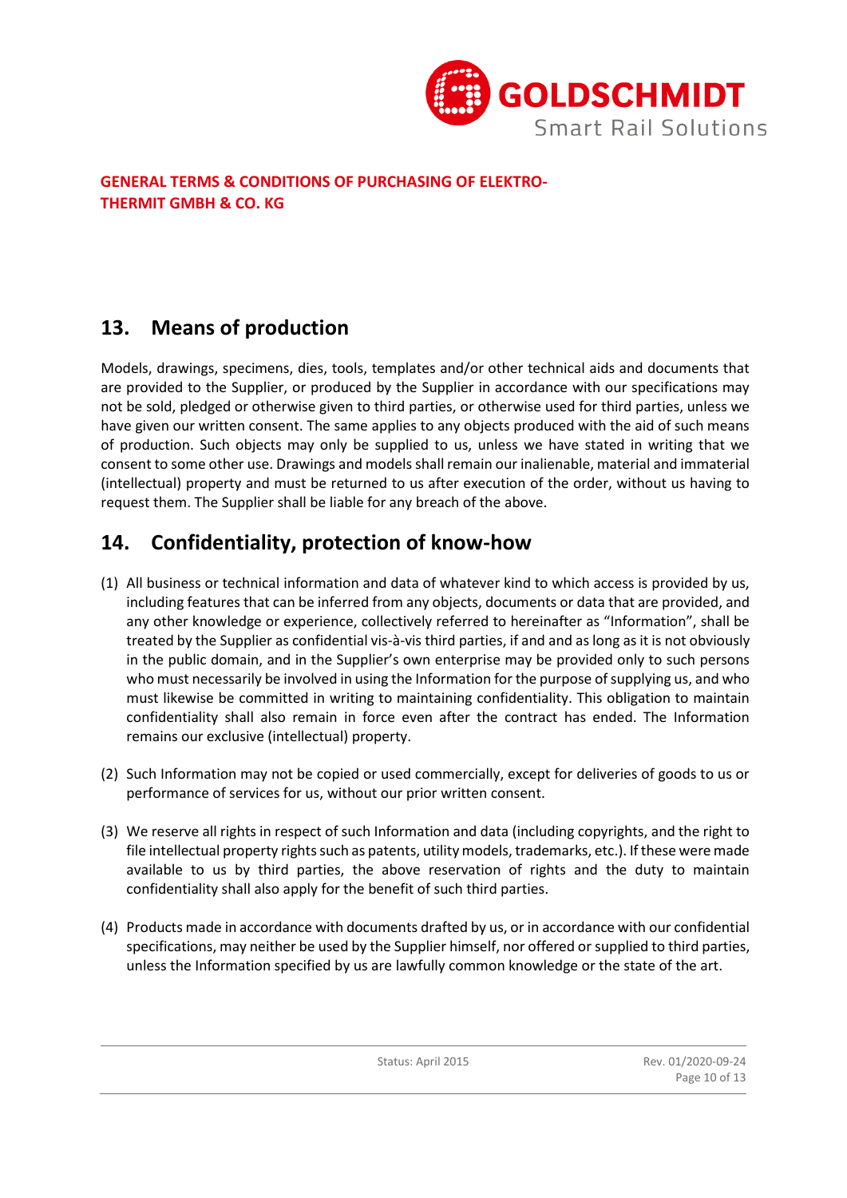## 13. Means of production

Models, drawings, specimens, dies, tools, templates and/or other technical aids and documents that are provided to the Supplier, or produced by the Supplier in accordance with our specifications may not be sold, pledged or otherwise given to third parties, or otherwise used for third parties, unless we have given our written consent. The same applies to any objects produced with the aid of such means of production. Such objects may only be supplied to us, unless we have stated in writing that we consent to some other use. Drawings and models shall remain our inalienable, material and immaterial (intellectual) property and must be returned to us after execution of the order, without us having to request them. The Supplier shall be liable for any breach of the above.

## 14. Confidentiality, protection of know-how

(1) All business or technical information and data of whatever kind to which access is provided by us, including features that can be inferred from any objects, documents or data that are provided, and any other knowledge or experience, collectively referred to hereinafter as "Information", shall be treated by the Supplier as confidential vis-à-vis third parties, if and and as long as it is not obviously in the public domain, and in the Supplier's own enterprise may be provided only to such persons who must necessarily be involved in using the Information for the purpose of supplying us, and who must likewise be committed in writing to maintaining confidentiality. This obligation to maintain confidentiality shall also remain in force even after the contract has ended. The Information remains our exclusive (intellectual) property.

(2) Such Information may not be copied or used commercially, except for deliveries of goods to us or performance of services for us, without our prior written consent.

(3) We reserve all rights in respect of such Information and data (including copyrights, and the right to file intellectual property rights such as patents, utility models, trademarks, etc.). If these were made available to us by third parties, the above reservation of rights and the duty to maintain confidentiality shall also apply for the benefit of such third parties.

(4) Products made in accordance with documents drafted by us, or in accordance with our confidential specifications, may neither be used by the Supplier himself, nor offered or supplied to third parties, unless the Information specified by us are lawfully common knowledge or the state of the art.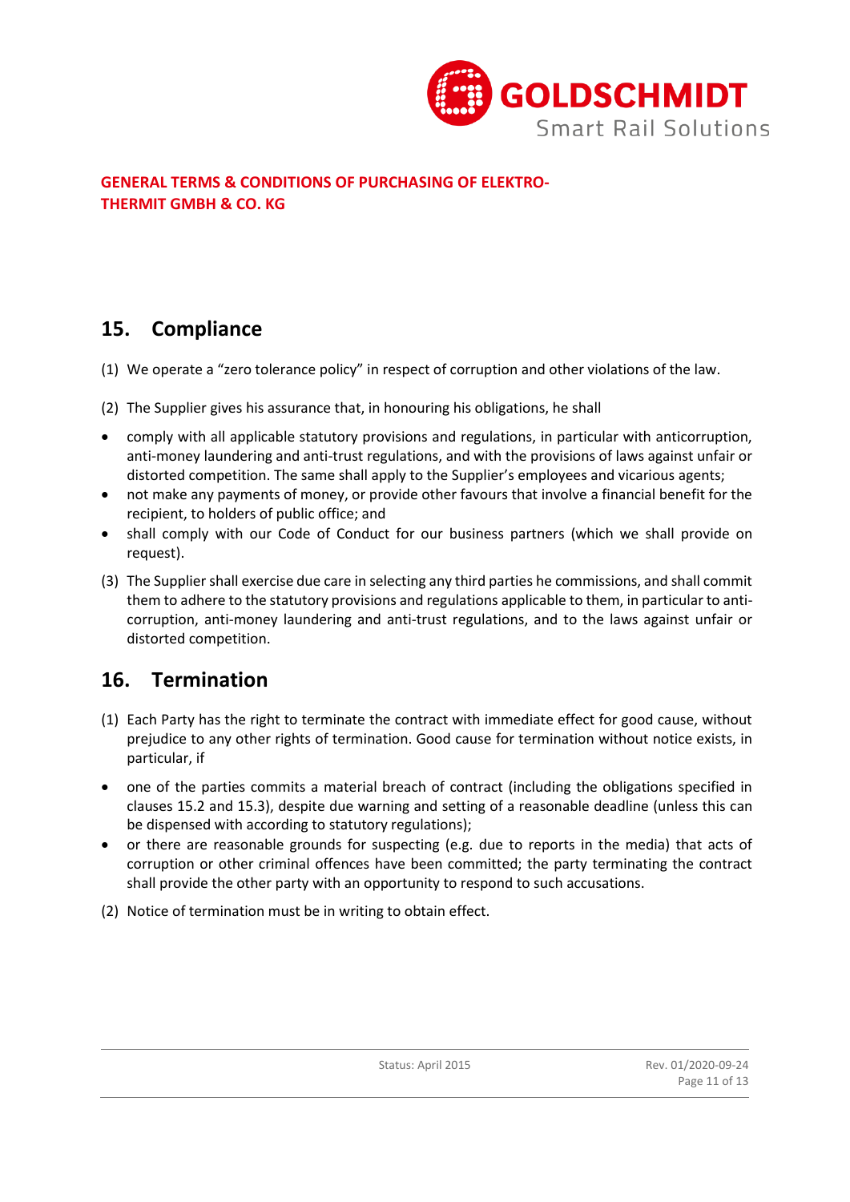## 15. Compliance

(1) We operate a "zero tolerance policy" in respect of corruption and other violations of the law.

(2) The Supplier gives his assurance that, in honouring his obligations, he shall

- comply with all applicable statutory provisions and regulations, in particular with anticorruption, anti-money laundering and anti-trust regulations, and with the provisions of laws against unfair or distorted competition. The same shall apply to the Supplier's employees and vicarious agents;
- not make any payments of money, or provide other favours that involve a financial benefit for the recipient, to holders of public office; and
- shall comply with our Code of Conduct for our business partners (which we shall provide on request).

(3) The Supplier shall exercise due care in selecting any third parties he commissions, and shall commit them to adhere to the statutory provisions and regulations applicable to them, in particular to anti-corruption, anti-money laundering and anti-trust regulations, and to the laws against unfair or distorted competition.

## 16. Termination

(1) Each Party has the right to terminate the contract with immediate effect for good cause, without prejudice to any other rights of termination. Good cause for termination without notice exists, in particular, if

- one of the parties commits a material breach of contract (including the obligations specified in clauses 15.2 and 15.3), despite due warning and setting of a reasonable deadline (unless this can be dispensed with according to statutory regulations);
- or there are reasonable grounds for suspecting (e.g. due to reports in the media) that acts of corruption or other criminal offences have been committed; the party terminating the contract shall provide the other party with an opportunity to respond to such accusations.

(2) Notice of termination must be in writing to obtain effect.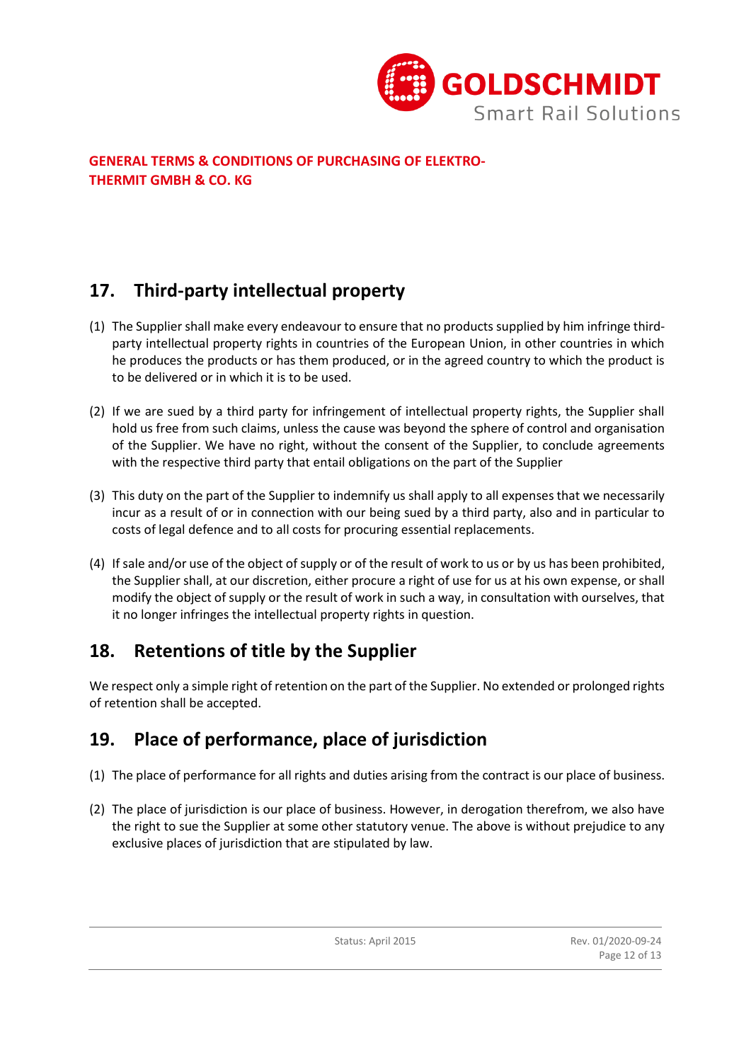## 17. Third-party intellectual property

(1) The Supplier shall make every endeavour to ensure that no products supplied by him infringe third-party intellectual property rights in countries of the European Union, in other countries in which he produces the products or has them produced, or in the agreed country to which the product is to be delivered or in which it is to be used.

(2) If we are sued by a third party for infringement of intellectual property rights, the Supplier shall hold us free from such claims, unless the cause was beyond the sphere of control and organisation of the Supplier. We have no right, without the consent of the Supplier, to conclude agreements with the respective third party that entail obligations on the part of the Supplier

(3) This duty on the part of the Supplier to indemnify us shall apply to all expenses that we necessarily incur as a result of or in connection with our being sued by a third party, also and in particular to costs of legal defence and to all costs for procuring essential replacements.

(4) If sale and/or use of the object of supply or of the result of work to us or by us has been prohibited, the Supplier shall, at our discretion, either procure a right of use for us at his own expense, or shall modify the object of supply or the result of work in such a way, in consultation with ourselves, that it no longer infringes the intellectual property rights in question.

## 18. Retentions of title by the Supplier

We respect only a simple right of retention on the part of the Supplier. No extended or prolonged rights of retention shall be accepted.

## 19. Place of performance, place of jurisdiction

(1) The place of performance for all rights and duties arising from the contract is our place of business.

(2) The place of jurisdiction is our place of business. However, in derogation therefrom, we also have the right to sue the Supplier at some other statutory venue. The above is without prejudice to any exclusive places of jurisdiction that are stipulated by law.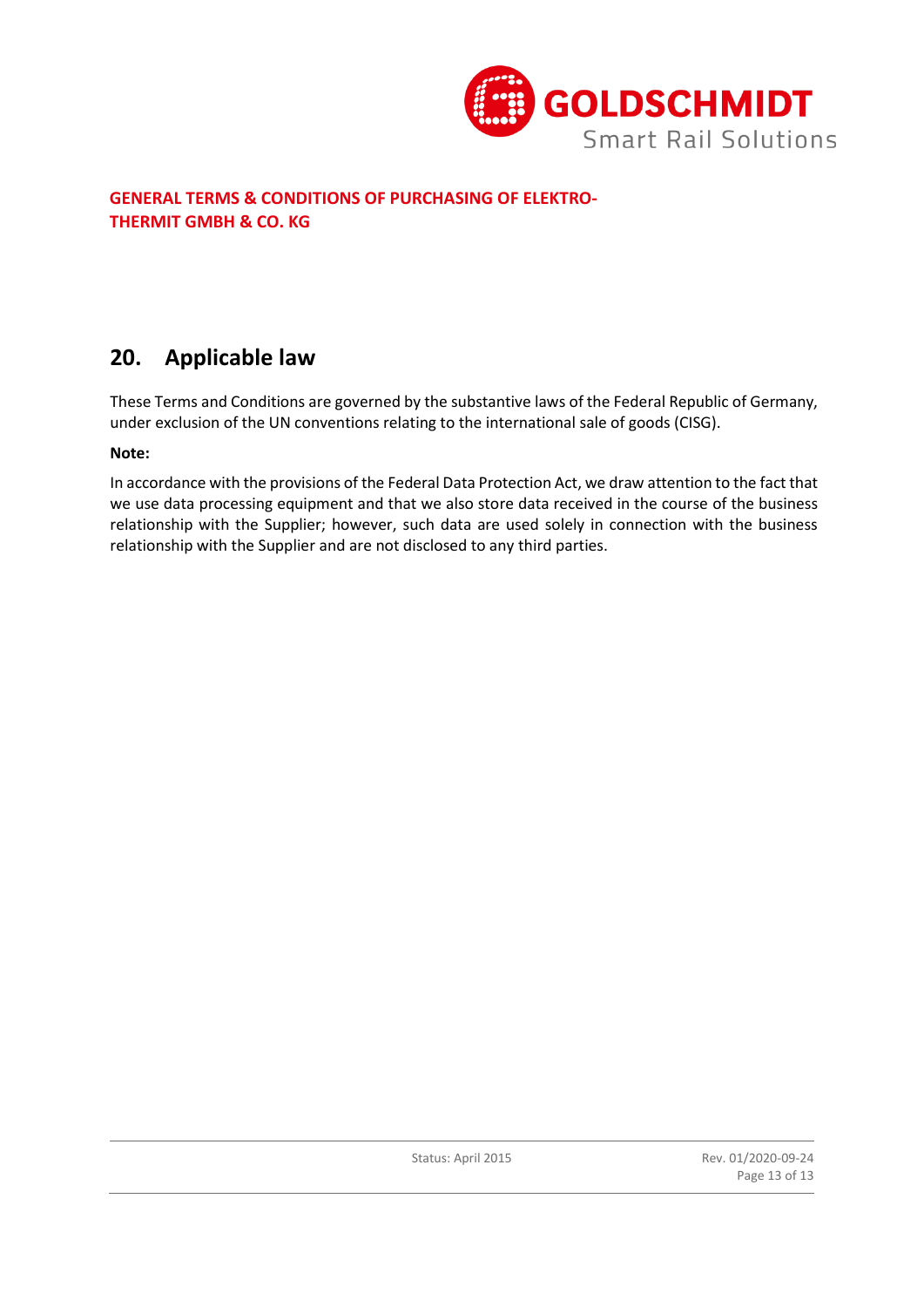## 20. Applicable law

These Terms and Conditions are governed by the substantive laws of the Federal Republic of Germany, under exclusion of the UN conventions relating to the international sale of goods (CISG).

**Note:**

In accordance with the provisions of the Federal Data Protection Act, we draw attention to the fact that we use data processing equipment and that we also store data received in the course of the business relationship with the Supplier; however, such data are used solely in connection with the business relationship with the Supplier and are not disclosed to any third parties.